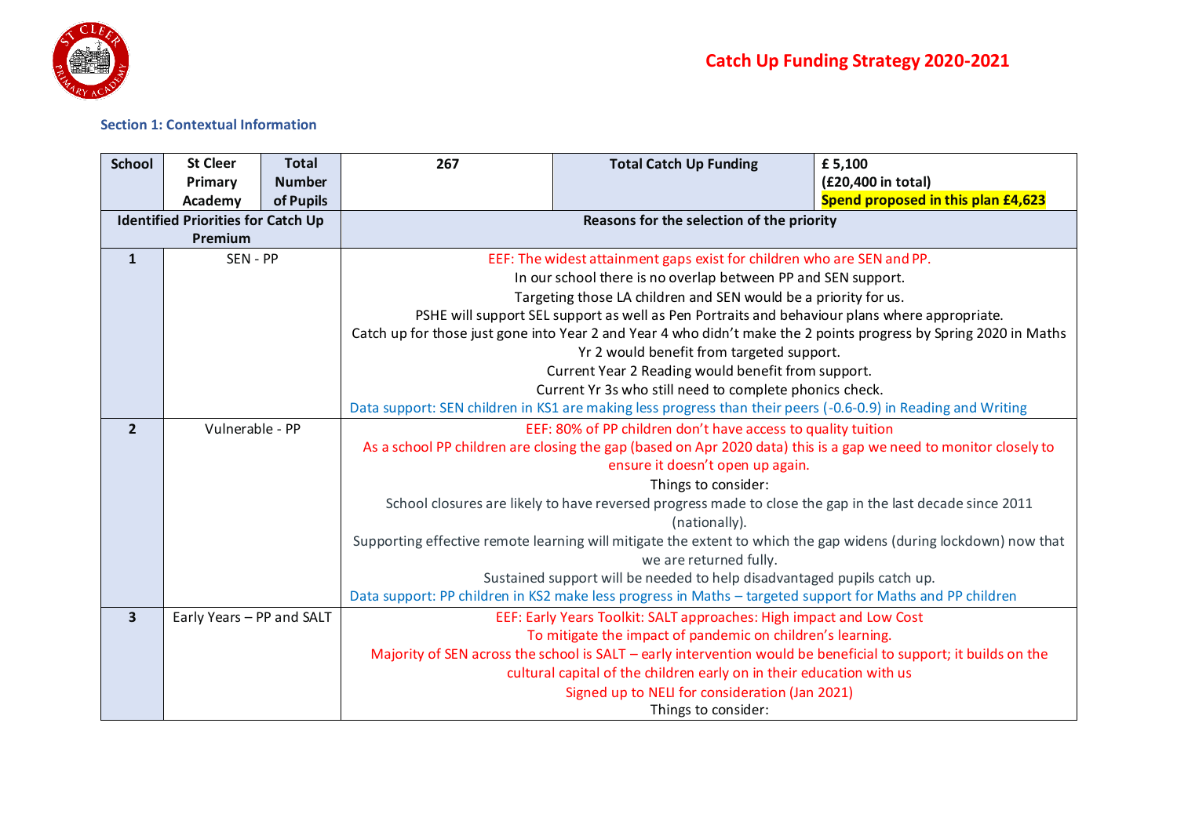# Catch Up Funding Strategy 2020-2021

## Section 1: Contextual Information

| School | St Cleer Primary Academy | Total Number of Pupils | 267 | Total Catch Up Funding | £ 5,100 (£20,400 in total) Spend proposed in this plan £4,623 |
|---|---|---|---|---|---|
| **Identified Priorities for Catch Up Premium** | | | **Reasons for the selection of the priority** | | |
| **1** | SEN - PP | | EEF: The widest attainment gaps exist for children who are SEN and PP.<br>In our school there is no overlap between PP and SEN support.<br>Targeting those LA children and SEN would be a priority for us.<br>PSHE will support SEL support as well as Pen Portraits and behaviour plans where appropriate.<br>Catch up for those just gone into Year 2 and Year 4 who didn't make the 2 points progress by Spring 2020 in Maths<br>Yr 2 would benefit from targeted support.<br>Current Year 2 Reading would benefit from support.<br>Current Yr 3s who still need to complete phonics check.<br>Data support: SEN children in KS1 are making less progress than their peers (-0.6-0.9) in Reading and Writing | | |
| **2** | Vulnerable - PP | | EEF: 80% of PP children don't have access to quality tuition<br>As a school PP children are closing the gap (based on Apr 2020 data) this is a gap we need to monitor closely to ensure it doesn't open up again.<br>Things to consider:<br>School closures are likely to have reversed progress made to close the gap in the last decade since 2011 (nationally).<br>Supporting effective remote learning will mitigate the extent to which the gap widens (during lockdown) now that we are returned fully.<br>Sustained support will be needed to help disadvantaged pupils catch up.<br>Data support: PP children in KS2 make less progress in Maths – targeted support for Maths and PP children | | |
| **3** | Early Years – PP and SALT | | EEF: Early Years Toolkit: SALT approaches: High impact and Low Cost<br>To mitigate the impact of pandemic on children's learning.<br>Majority of SEN across the school is SALT – early intervention would be beneficial to support; it builds on the cultural capital of the children early on in their education with us<br>Signed up to NELI for consideration (Jan 2021)<br>Things to consider: | | |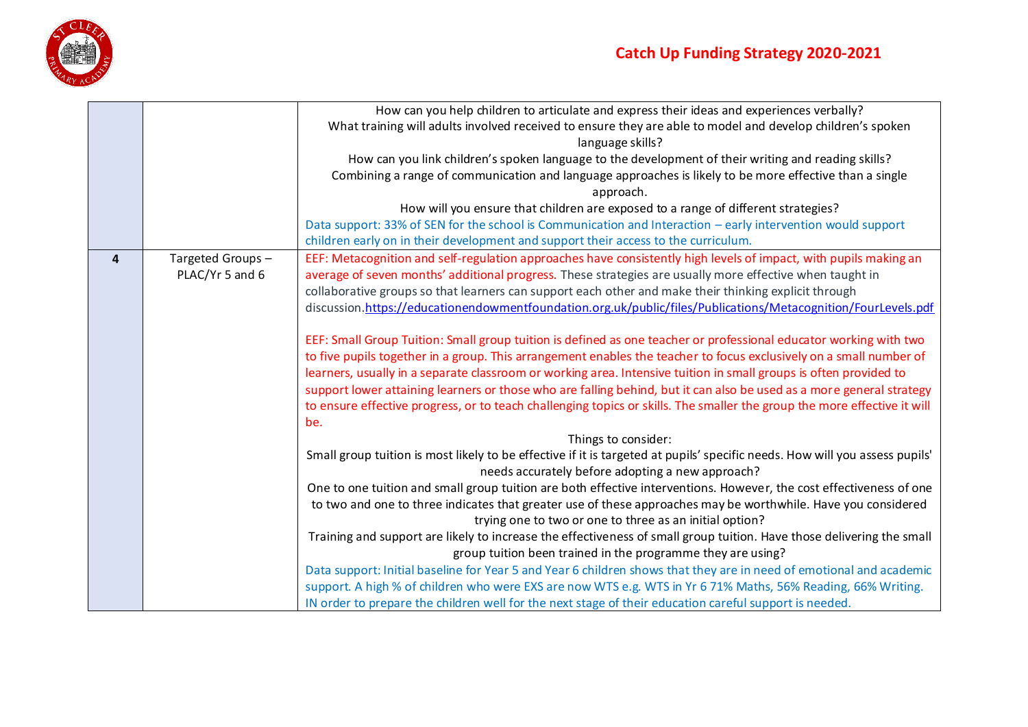# Catch Up Funding Strategy 2020-2021

| | | |
|---|---|---|
| | | How can you help children to articulate and express their ideas and experiences verbally?<br>What training will adults involved received to ensure they are able to model and develop children's spoken language skills?<br>How can you link children's spoken language to the development of their writing and reading skills?<br>Combining a range of communication and language approaches is likely to be more effective than a single approach.<br>How will you ensure that children are exposed to a range of different strategies?<br>Data support: 33% of SEN for the school is Communication and Interaction – early intervention would support children early on in their development and support their access to the curriculum. |
| **4** | Targeted Groups – PLAC/Yr 5 and 6 | EEF: Metacognition and self-regulation approaches have consistently high levels of impact, with pupils making an average of seven months' additional progress. These strategies are usually more effective when taught in collaborative groups so that learners can support each other and make their thinking explicit through discussion.https://educationendowmentfoundation.org.uk/public/files/Publications/Metacognition/FourLevels.pdf<br><br>EEF: Small Group Tuition: Small group tuition is defined as one teacher or professional educator working with two to five pupils together in a group. This arrangement enables the teacher to focus exclusively on a small number of learners, usually in a separate classroom or working area. Intensive tuition in small groups is often provided to support lower attaining learners or those who are falling behind, but it can also be used as a more general strategy to ensure effective progress, or to teach challenging topics or skills. The smaller the group the more effective it will be.<br>Things to consider:<br>Small group tuition is most likely to be effective if it is targeted at pupils' specific needs. How will you assess pupils' needs accurately before adopting a new approach?<br>One to one tuition and small group tuition are both effective interventions. However, the cost effectiveness of one to two and one to three indicates that greater use of these approaches may be worthwhile. Have you considered trying one to two or one to three as an initial option?<br>Training and support are likely to increase the effectiveness of small group tuition. Have those delivering the small group tuition been trained in the programme they are using?<br>Data support: Initial baseline for Year 5 and Year 6 children shows that they are in need of emotional and academic support. A high % of children who were EXS are now WTS e.g. WTS in Yr 6 71% Maths, 56% Reading, 66% Writing. IN order to prepare the children well for the next stage of their education careful support is needed. |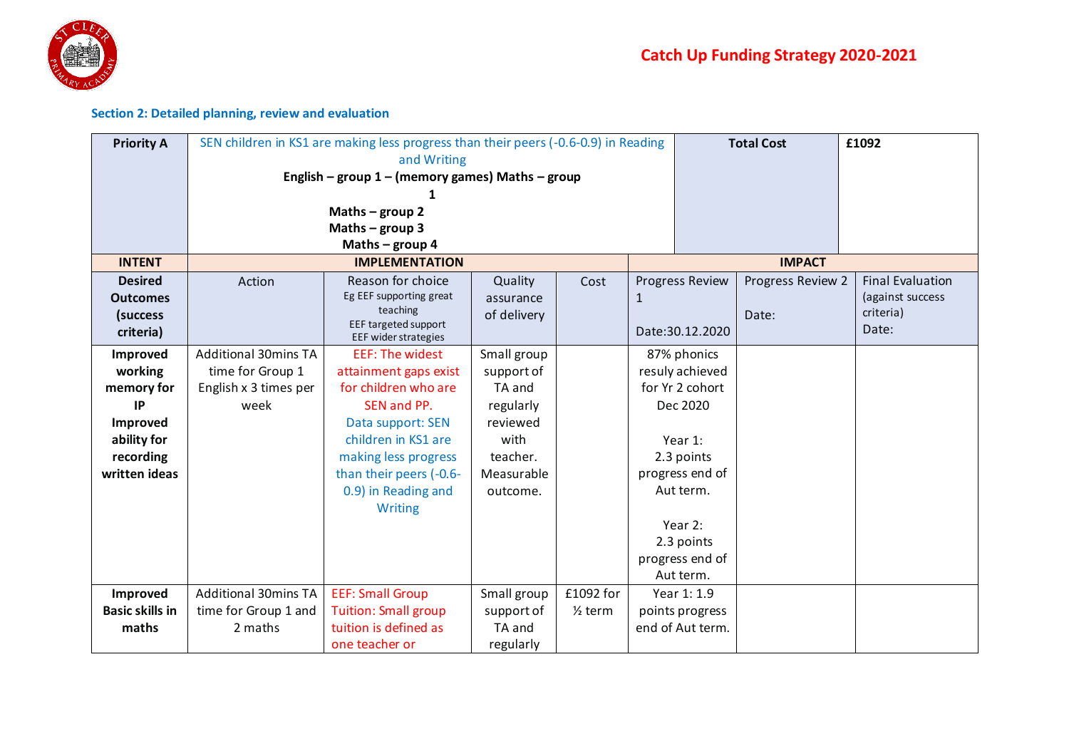**Catch Up Funding Strategy 2020-2021**

**Section 2: Detailed planning, review and evaluation**

| **Priority A** | SEN children in KS1 are making less progress than their peers (-0.6-0.9) in Reading and Writing<br>**English – group 1 – (memory games) Maths – group 1**<br>**Maths – group 2**<br>**Maths – group 3**<br>**Maths – group 4** | | | | **Total Cost** | | **£1092** |
|---|---|---|---|---|---|---|---|
| **INTENT** | **IMPLEMENTATION** | | | | **IMPACT** | | |
| **Desired Outcomes (success criteria)** | Action | Reason for choice<br>Eg EEF supporting great teaching<br>EEF targeted support<br>EEF wider strategies | Quality assurance of delivery | Cost | Progress Review 1<br><br>Date:30.12.2020 | Progress Review 2<br><br>Date: | Final Evaluation (against success criteria)<br>Date: |
| **Improved working memory for IP**<br>**Improved ability for recording written ideas** | Additional 30mins TA time for Group 1 English x 3 times per week | EEF: The widest attainment gaps exist for children who are SEN and PP.<br>Data support: SEN children in KS1 are making less progress than their peers (-0.6-0.9) in Reading and Writing | Small group support of TA and regularly reviewed with teacher. Measurable outcome. | | 87% phonics resuly achieved for Yr 2 cohort Dec 2020<br><br>Year 1: 2.3 points progress end of Aut term.<br><br>Year 2: 2.3 points progress end of Aut term. | | |
| **Improved Basic skills in maths** | Additional 30mins TA time for Group 1 and 2 maths | EEF: Small Group Tuition: Small group tuition is defined as one teacher or | Small group support of TA and regularly | £1092 for ½ term | Year 1: 1.9 points progress end of Aut term. | | |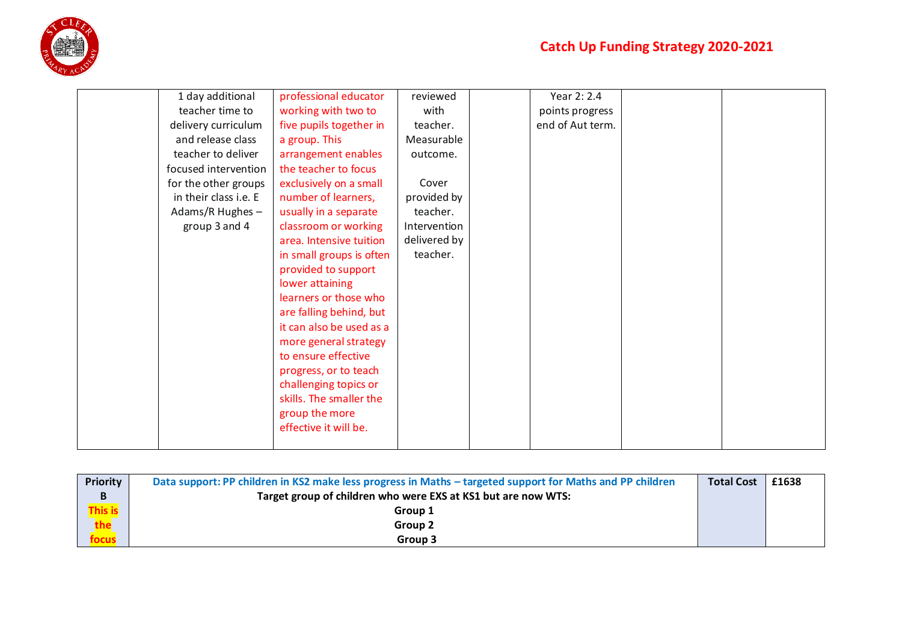| | | | | | | | |
|---|---|---|---|---|---|---|---|
| | 1 day additional teacher time to delivery curriculum and release class teacher to deliver focused intervention for the other groups in their class i.e. E Adams/R Hughes – group 3 and 4 | professional educator working with two to five pupils together in a group. This arrangement enables the teacher to focus exclusively on a small number of learners, usually in a separate classroom or working area. Intensive tuition in small groups is often provided to support lower attaining learners or those who are falling behind, but it can also be used as a more general strategy to ensure effective progress, or to teach challenging topics or skills. The smaller the group the more effective it will be. | reviewed with teacher. Measurable outcome.<br><br>Cover provided by teacher. Intervention delivered by teacher. | | Year 2: 2.4 points progress end of Aut term. | | |

| Priority B<br>This is the focus | Data support: PP children in KS2 make less progress in Maths – targeted support for Maths and PP children<br>**Target group of children who were EXS at KS1 but are now WTS:**<br>**Group 1**<br>**Group 2**<br>**Group 3** | Total Cost | £1638 |
|---|---|---|---|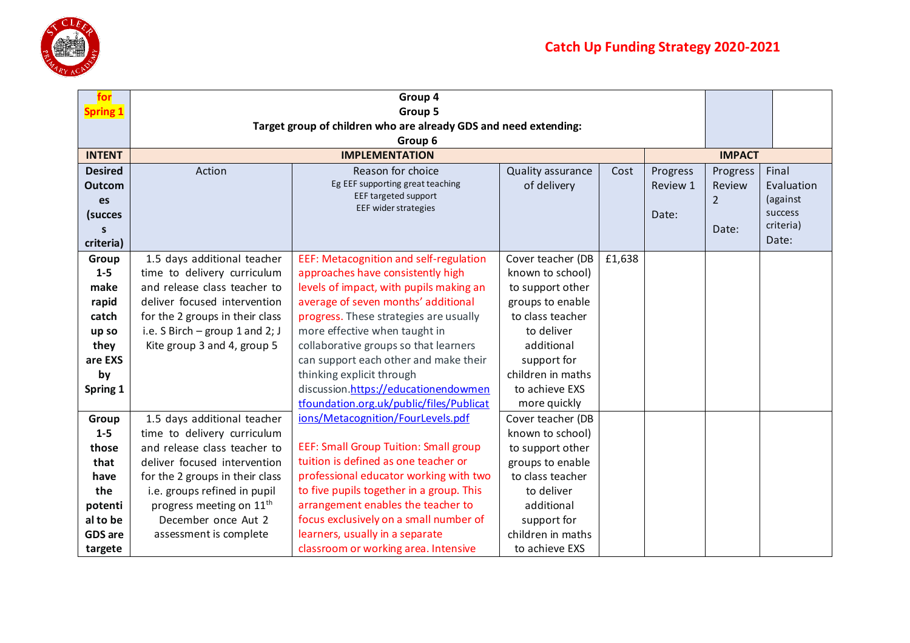# Catch Up Funding Strategy 2020-2021

| for Spring 1 | Group 4<br>Group 5<br>Target group of children who are already GDS and need extending:<br>Group 6 | | | | | | |
|---|---|---|---|---|---|---|---|
| **INTENT** | **IMPLEMENTATION** | | | | **IMPACT** | | |
| **Desired Outcomes (success criteria)** | Action | Reason for choice<br>Eg EEF supporting great teaching<br>EEF targeted support<br>EEF wider strategies | Quality assurance of delivery | Cost | Progress Review 1<br><br>Date: | Progress Review 2<br><br>Date: | Final Evaluation (against success criteria)<br>Date: |
| **Group 1-5 make rapid catch up so they are EXS by Spring 1** | 1.5 days additional teacher time to delivery curriculum and release class teacher to deliver focused intervention for the 2 groups in their class i.e. S Birch – group 1 and 2; J Kite group 3 and 4, group 5 | EEF: Metacognition and self-regulation approaches have consistently high levels of impact, with pupils making an average of seven months' additional progress. These strategies are usually more effective when taught in collaborative groups so that learners can support each other and make their thinking explicit through discussion.https://educationendowmentfoundation.org.uk/public/files/Publications/Metacognition/FourLevels.pdf<br><br>EEF: Small Group Tuition: Small group tuition is defined as one teacher or professional educator working with two to five pupils together in a group. This arrangement enables the teacher to focus exclusively on a small number of learners, usually in a separate classroom or working area. Intensive | Cover teacher (DB known to school) to support other groups to enable to class teacher to deliver additional support for children in maths to achieve EXS more quickly | £1,638 | | | |
| **Group 1-5 those that have the potential to be GDS are targete** | 1.5 days additional teacher time to delivery curriculum and release class teacher to deliver focused intervention for the 2 groups in their class i.e. groups refined in pupil progress meeting on 11th December once Aut 2 assessment is complete | | Cover teacher (DB known to school) to support other groups to enable to class teacher to deliver additional support for children in maths to achieve EXS | | | | |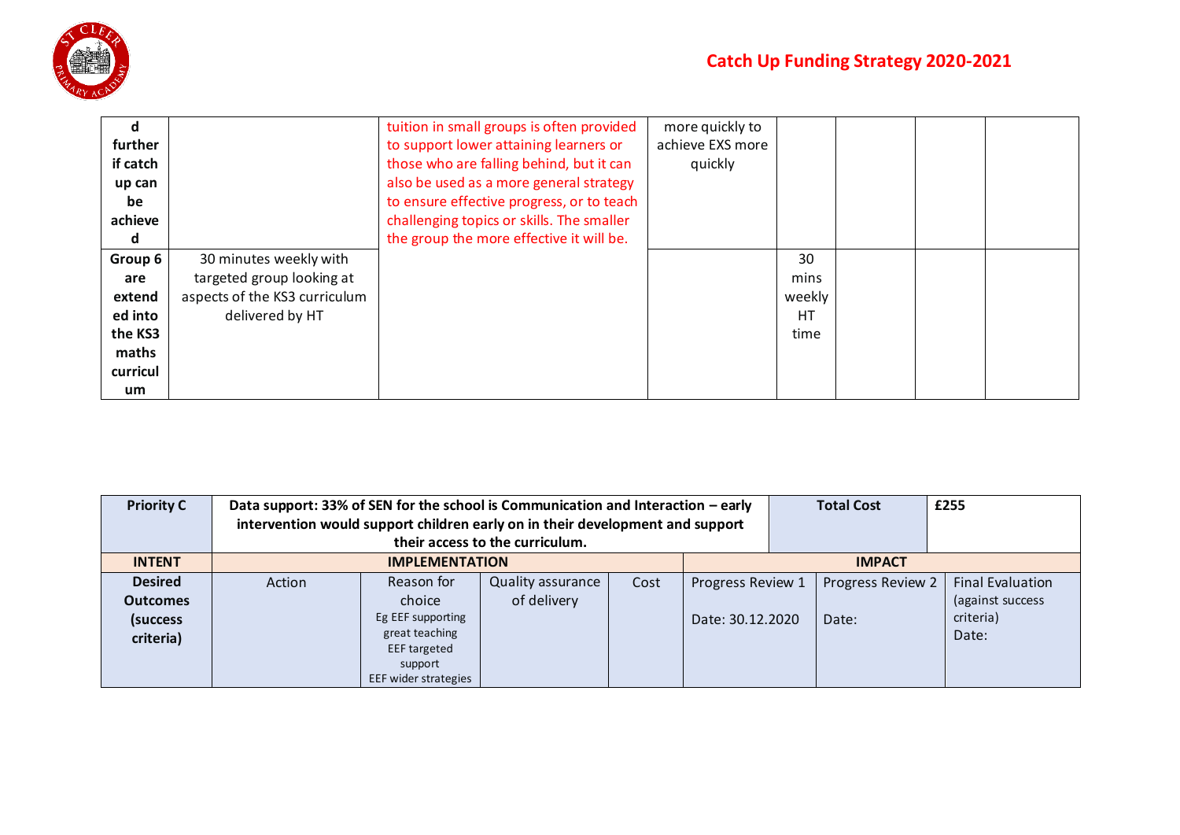| d further if catch up can be achieved | | tuition in small groups is often provided to support lower attaining learners or those who are falling behind, but it can also be used as a more general strategy to ensure effective progress, or to teach challenging topics or skills. The smaller the group the more effective it will be. | more quickly to achieve EXS more quickly | | | | |
|---|---|---|---|---|---|---|---|
| Group 6 are extended into the KS3 maths curriculum | 30 minutes weekly with targeted group looking at aspects of the KS3 curriculum delivered by HT | | | 30 mins weekly HT time | | | |

| Priority C | Data support: 33% of SEN for the school is Communication and Interaction – early intervention would support children early on in their development and support their access to the curriculum. | | | | | Total Cost | £255 |
|---|---|---|---|---|---|---|---|
| INTENT | IMPLEMENTATION | | | | IMPACT | | |
| Desired Outcomes (success criteria) | Action | Reason for choice<br>Eg EEF supporting great teaching<br>EEF targeted support<br>EEF wider strategies | Quality assurance of delivery | Cost | Progress Review 1<br>Date: 30.12.2020 | Progress Review 2<br>Date: | Final Evaluation (against success criteria)<br>Date: |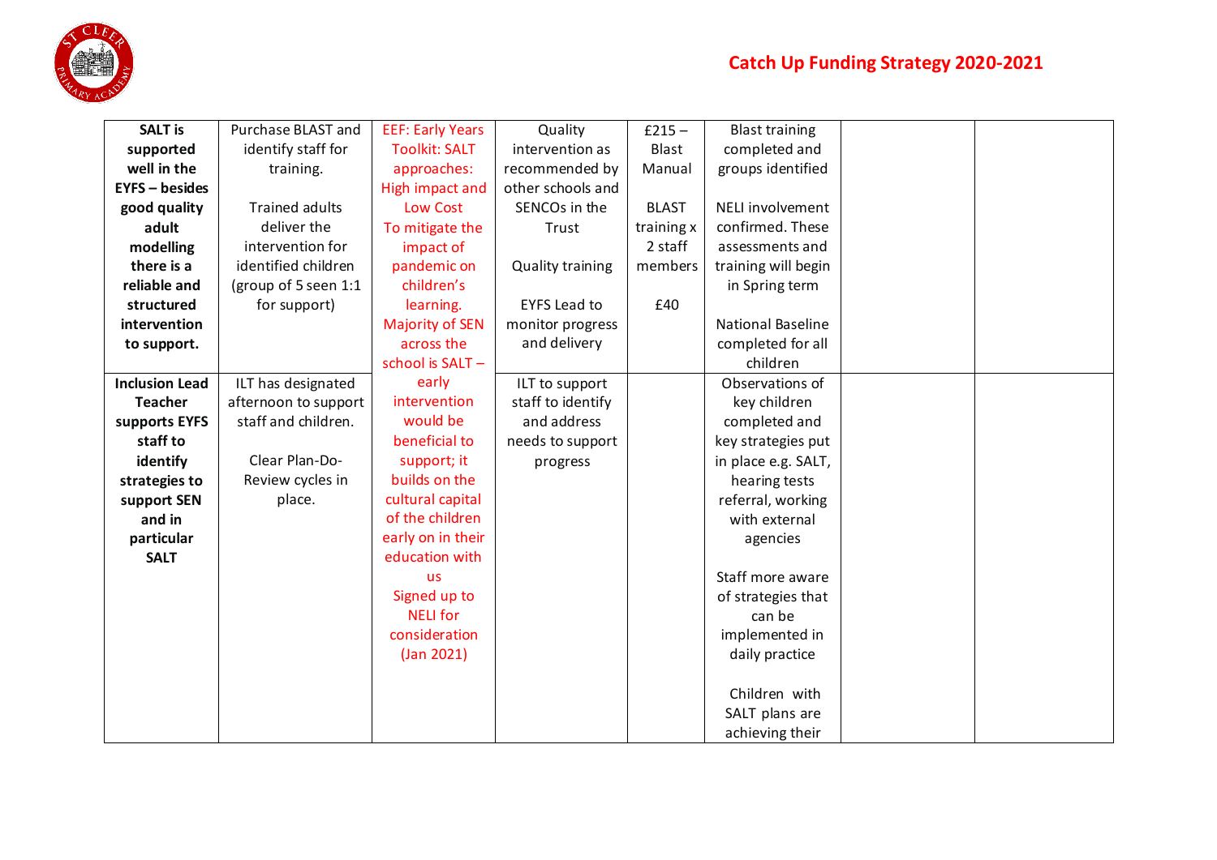# Catch Up Funding Strategy 2020-2021

| | | | | | | | |
|---|---|---|---|---|---|---|---|
| **SALT is supported well in the EYFS – besides good quality adult modelling there is a reliable and structured intervention to support.** | Purchase BLAST and identify staff for training.<br><br>Trained adults deliver the intervention for identified children (group of 5 seen 1:1 for support) | EEF: Early Years Toolkit: SALT approaches: High impact and Low Cost To mitigate the impact of pandemic on children's learning. Majority of SEN across the school is SALT – early intervention would be beneficial to support; it builds on the cultural capital of the children early on in their education with us Signed up to NELI for consideration (Jan 2021) | Quality intervention as recommended by other schools and SENCOs in the Trust<br><br>Quality training<br><br>EYFS Lead to monitor progress and delivery | £215 – Blast Manual<br><br>BLAST training x 2 staff members<br><br>£40 | Blast training completed and groups identified<br><br>NELI involvement confirmed. These assessments and training will begin in Spring term<br><br>National Baseline completed for all children | | |
| **Inclusion Lead Teacher supports EYFS staff to identify strategies to support SEN and in particular SALT** | ILT has designated afternoon to support staff and children.<br><br>Clear Plan-Do-Review cycles in place. | | ILT to support staff to identify and address needs to support progress | | Observations of key children completed and key strategies put in place e.g. SALT, hearing tests referral, working with external agencies<br><br>Staff more aware of strategies that can be implemented in daily practice<br><br>Children with SALT plans are achieving their | | |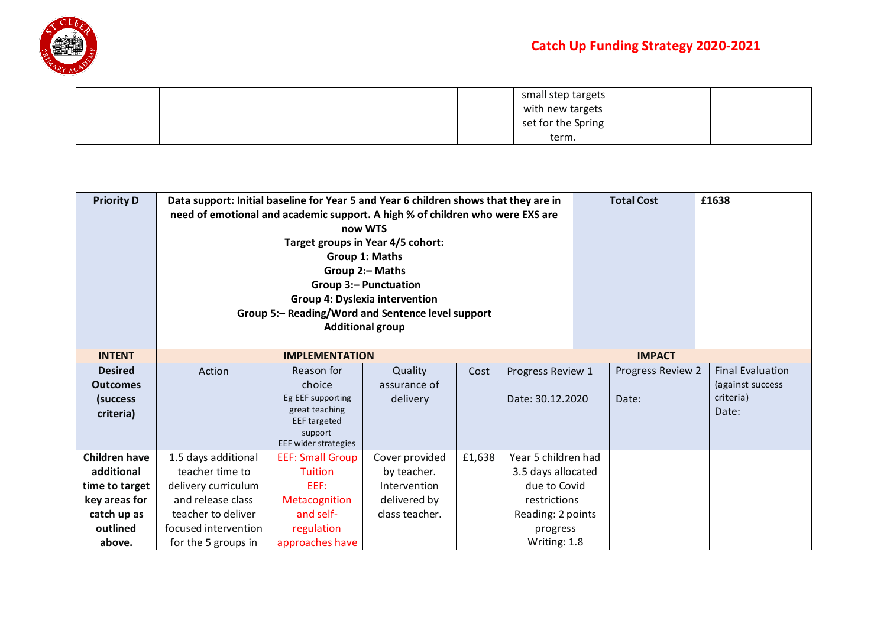| | | | | | small step targets with new targets set for the Spring term. | | |
|---|---|---|---|---|---|---|---|

| **Priority D** | **Data support: Initial baseline for Year 5 and Year 6 children shows that they are in need of emotional and academic support. A high % of children who were EXS are now WTS<br>Target groups in Year 4/5 cohort:<br>Group 1: Maths<br>Group 2:– Maths<br>Group 3:– Punctuation<br>Group 4: Dyslexia intervention<br>Group 5:– Reading/Word and Sentence level support<br>Additional group** | | | | **Total Cost** | | **£1638** |
|---|---|---|---|---|---|---|---|
| **INTENT** | **IMPLEMENTATION** | | | | **IMPACT** | | |
| **Desired Outcomes (success criteria)** | Action | Reason for choice<br>Eg EEF supporting great teaching<br>EEF targeted support<br>EEF wider strategies | Quality assurance of delivery | Cost | Progress Review 1<br><br>Date: 30.12.2020 | Progress Review 2<br><br>Date: | Final Evaluation (against success criteria)<br>Date: |
| **Children have additional time to target key areas for catch up as outlined above.** | 1.5 days additional teacher time to delivery curriculum and release class teacher to deliver focused intervention for the 5 groups in | EEF: Small Group Tuition<br>EEF: Metacognition and self-regulation approaches have | Cover provided by teacher. Intervention delivered by class teacher. | £1,638 | Year 5 children had 3.5 days allocated due to Covid restrictions<br>Reading: 2 points progress<br>Writing: 1.8 | | |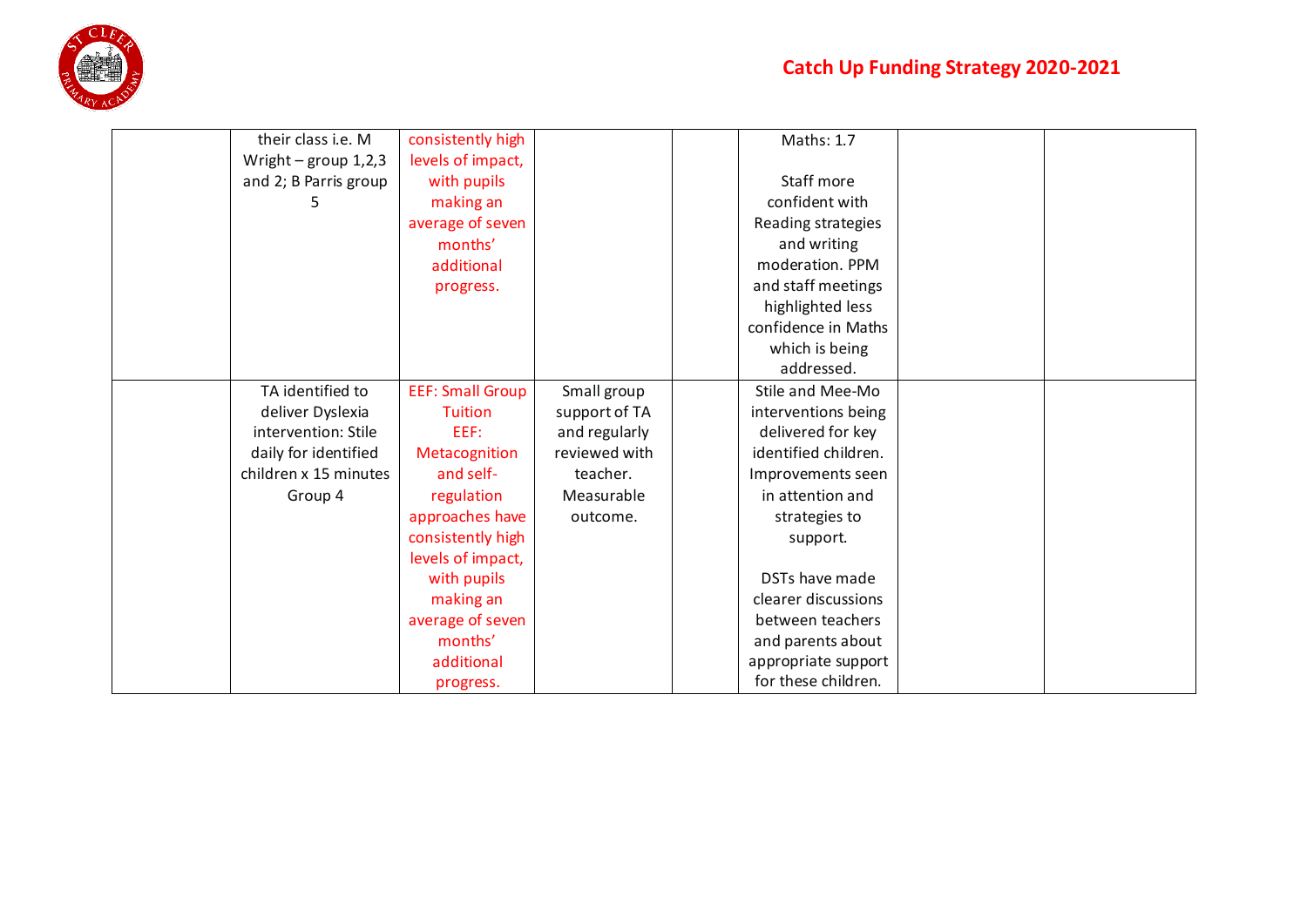| | | | | | | | |
|---|---|---|---|---|---|---|---|
| | their class i.e. M Wright – group 1,2,3 and 2; B Parris group 5 | consistently high levels of impact, with pupils making an average of seven months' additional progress. | | | Maths: 1.7<br><br>Staff more confident with Reading strategies and writing moderation. PPM and staff meetings highlighted less confidence in Maths which is being addressed. | | |
| | TA identified to deliver Dyslexia intervention: Stile daily for identified children x 15 minutes Group 4 | EEF: Small Group Tuition<br>EEF: Metacognition and self-regulation approaches have consistently high levels of impact, with pupils making an average of seven months' additional progress. | Small group support of TA and regularly reviewed with teacher. Measurable outcome. | | Stile and Mee-Mo interventions being delivered for key identified children. Improvements seen in attention and strategies to support.<br><br>DSTs have made clearer discussions between teachers and parents about appropriate support for these children. | | |